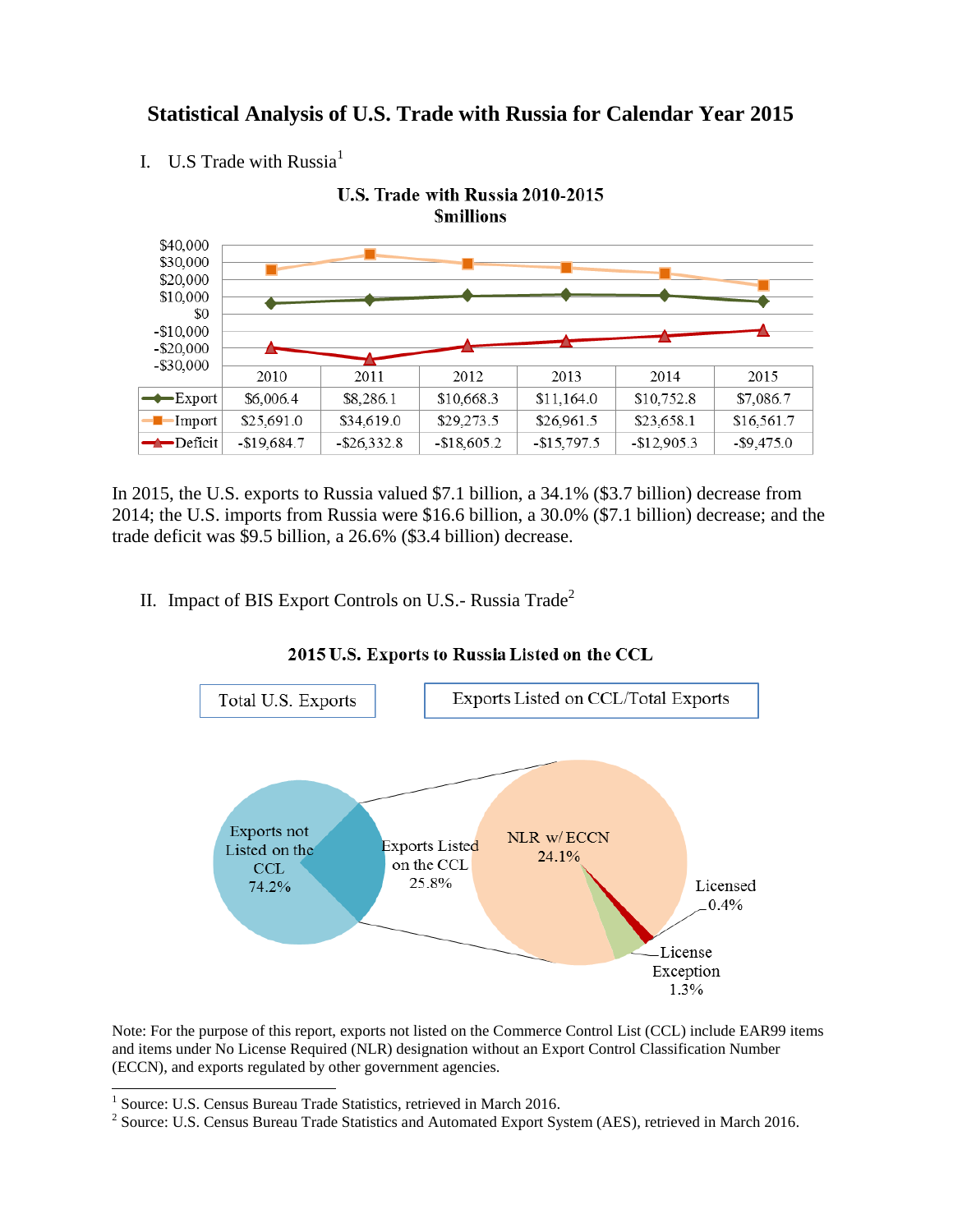# Statistical Analysis of U.S. Trade with Russia for Calendar Year 2015

I. U.S Trade with Russia[1]

**U.S. Trade with Russia 2010-2015**
**$millions**

| | 2010 | 2011 | 2012 | 2013 | 2014 | 2015 |
|---|---|---|---|---|---|---|
| Export | $6,006.4 | $8,286.1 | $10,668.3 | $11,164.0 | $10,752.8 | $7,086.7 |
| Import | $25,691.0 | $34,619.0 | $29,273.5 | $26,961.5 | $23,658.1 | $16,561.7 |
| Deficit | -$19,684.7 | -$26,332.8 | -$18,605.2 | -$15,797.5 | -$12,905.3 | -$9,475.0 |

In 2015, the U.S. exports to Russia valued $7.1 billion, a 34.1% ($3.7 billion) decrease from 2014; the U.S. imports from Russia were $16.6 billion, a 30.0% ($7.1 billion) decrease; and the trade deficit was $9.5 billion, a 26.6% ($3.4 billion) decrease.

II. Impact of BIS Export Controls on U.S.- Russia Trade[2]

**2015 U.S. Exports to Russia Listed on the CCL**

Total U.S. Exports — Exports Listed on CCL/Total Exports

- Exports not Listed on the CCL 74.2%
- Exports Listed on the CCL 25.8%
  - NLR w/ ECCN 24.1%
  - Licensed 0.4%
  - License Exception 1.3%

Note: For the purpose of this report, exports not listed on the Commerce Control List (CCL) include EAR99 items and items under No License Required (NLR) designation without an Export Control Classification Number (ECCN), and exports regulated by other government agencies.

[1] Source: U.S. Census Bureau Trade Statistics, retrieved in March 2016.
[2] Source: U.S. Census Bureau Trade Statistics and Automated Export System (AES), retrieved in March 2016.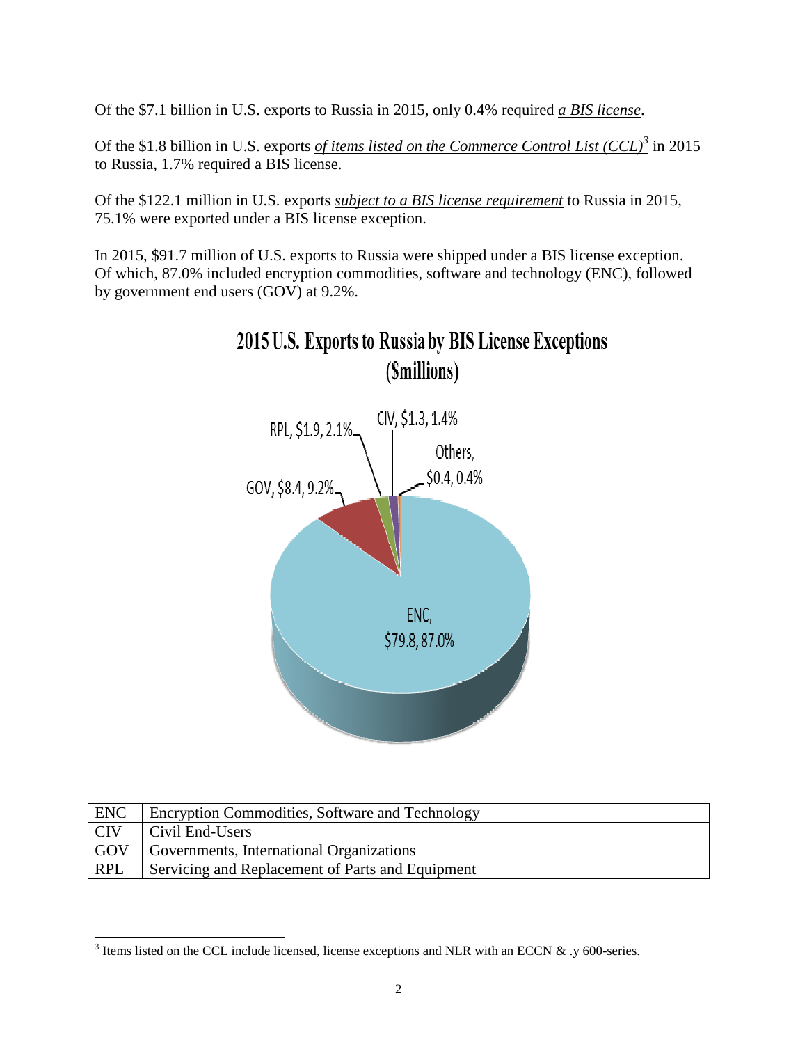Of the $7.1 billion in U.S. exports to Russia in 2015, only 0.4% required *a BIS license*.

Of the $1.8 billion in U.S. exports *of items listed on the Commerce Control List (CCL)*[3] in 2015 to Russia, 1.7% required a BIS license.

Of the $122.1 million in U.S. exports *subject to a BIS license requirement* to Russia in 2015, 75.1% were exported under a BIS license exception.

In 2015, $91.7 million of U.S. exports to Russia were shipped under a BIS license exception. Of which, 87.0% included encryption commodities, software and technology (ENC), followed by government end users (GOV) at 9.2%.

**2015 U.S. Exports to Russia by BIS License Exceptions ($millions)**

ENC, $79.8, 87.0%
GOV, $8.4, 9.2%
RPL, $1.9, 2.1%
CIV, $1.3, 1.4%
Others, $0.4, 0.4%

| ENC | Encryption Commodities, Software and Technology |
|---|---|
| CIV | Civil End-Users |
| GOV | Governments, International Organizations |
| RPL | Servicing and Replacement of Parts and Equipment |

[3] Items listed on the CCL include licensed, license exceptions and NLR with an ECCN & .y 600-series.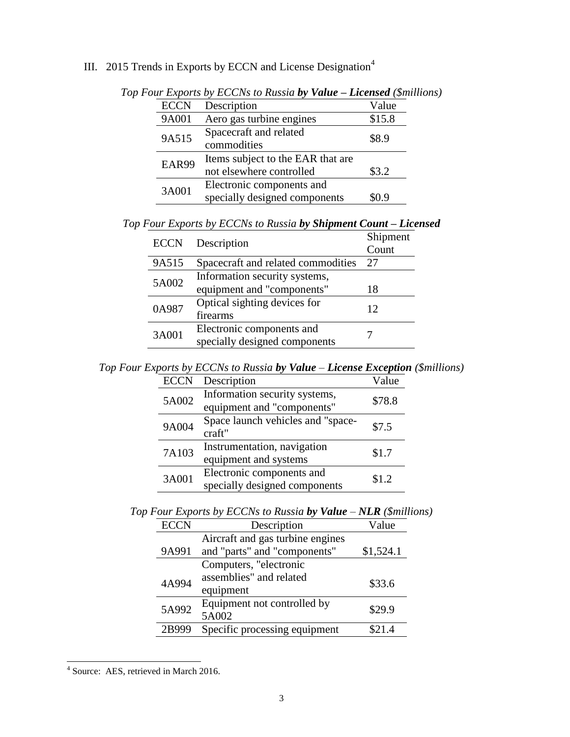## III. 2015 Trends in Exports by ECCN and License Designation[4]

*Top Four Exports by ECCNs to Russia* ***by Value – Licensed*** *($millions)*

| ECCN | Description | Value |
| --- | --- | --- |
| 9A001 | Aero gas turbine engines | $15.8 |
| 9A515 | Spacecraft and related commodities | $8.9 |
| EAR99 | Items subject to the EAR that are not elsewhere controlled | $3.2 |
| 3A001 | Electronic components and specially designed components | $0.9 |

*Top Four Exports by ECCNs to Russia* ***by Shipment Count – Licensed***

| ECCN | Description | Shipment Count |
| --- | --- | --- |
| 9A515 | Spacecraft and related commodities | 27 |
| 5A002 | Information security systems, equipment and "components" | 18 |
| 0A987 | Optical sighting devices for firearms | 12 |
| 3A001 | Electronic components and specially designed components | 7 |

*Top Four Exports by ECCNs to Russia* ***by Value*** *–* ***License Exception*** *($millions)*

| ECCN | Description | Value |
| --- | --- | --- |
| 5A002 | Information security systems, equipment and "components" | $78.8 |
| 9A004 | Space launch vehicles and "space-craft" | $7.5 |
| 7A103 | Instrumentation, navigation equipment and systems | $1.7 |
| 3A001 | Electronic components and specially designed components | $1.2 |

*Top Four Exports by ECCNs to Russia* ***by Value*** *–* ***NLR*** *($millions)*

| ECCN | Description | Value |
| --- | --- | --- |
| 9A991 | Aircraft and gas turbine engines and "parts" and "components" | $1,524.1 |
| 4A994 | Computers, "electronic assemblies" and related equipment | $33.6 |
| 5A992 | Equipment not controlled by 5A002 | $29.9 |
| 2B999 | Specific processing equipment | $21.4 |

[4] Source: AES, retrieved in March 2016.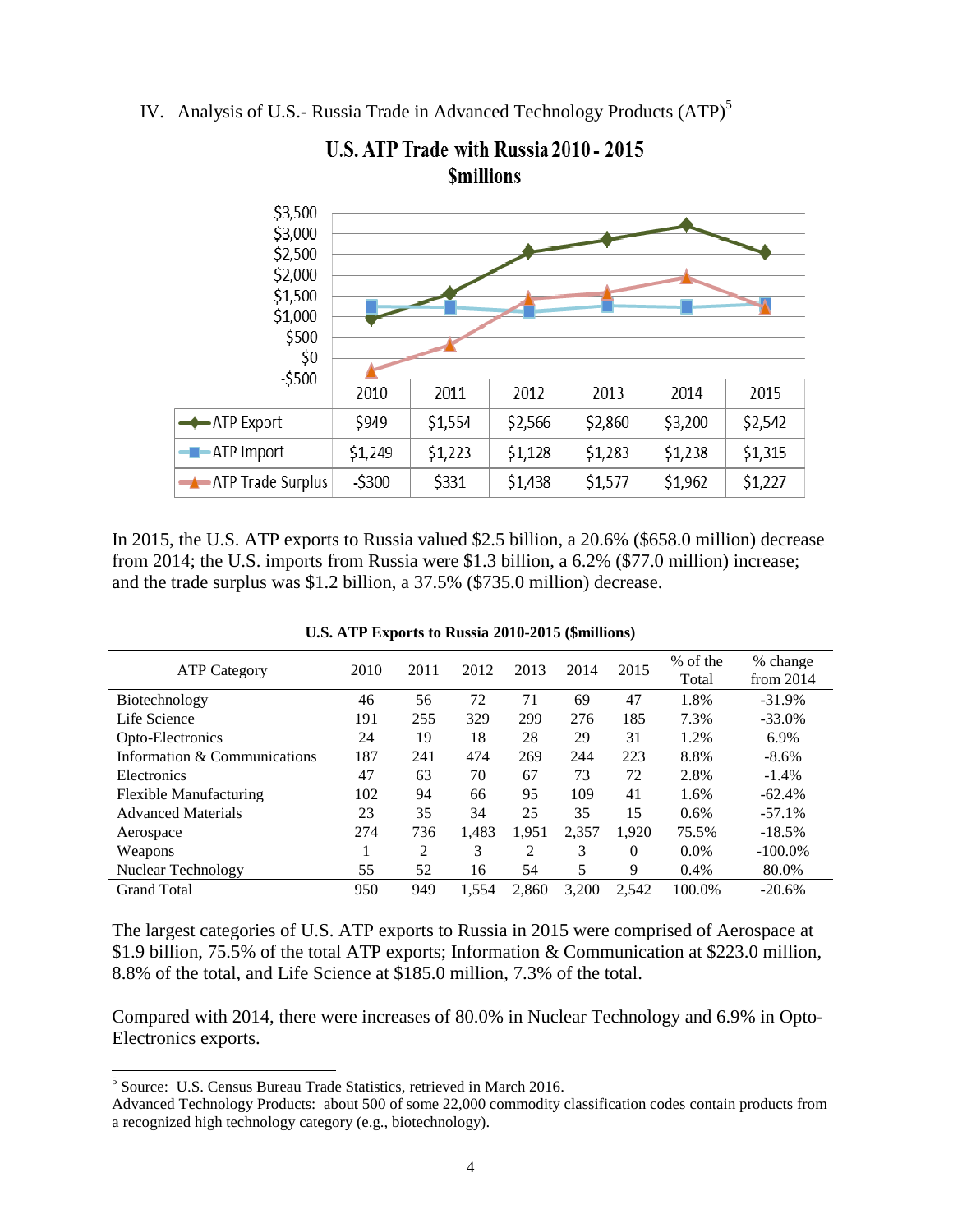## IV. Analysis of U.S.- Russia Trade in Advanced Technology Products (ATP)[5]

**U.S. ATP Trade with Russia 2010 - 2015**
**$millions**

| | 2010 | 2011 | 2012 | 2013 | 2014 | 2015 |
|---|---|---|---|---|---|---|
| ATP Export | $949 | $1,554 | $2,566 | $2,860 | $3,200 | $2,542 |
| ATP Import | $1,249 | $1,223 | $1,128 | $1,283 | $1,238 | $1,315 |
| ATP Trade Surplus | -$300 | $331 | $1,438 | $1,577 | $1,962 | $1,227 |

In 2015, the U.S. ATP exports to Russia valued $2.5 billion, a 20.6% ($658.0 million) decrease from 2014; the U.S. imports from Russia were $1.3 billion, a 6.2% ($77.0 million) increase; and the trade surplus was $1.2 billion, a 37.5% ($735.0 million) decrease.

**U.S. ATP Exports to Russia 2010-2015 ($millions)**

| ATP Category | 2010 | 2011 | 2012 | 2013 | 2014 | 2015 | % of the Total | % change from 2014 |
|---|---|---|---|---|---|---|---|---|
| Biotechnology | 46 | 56 | 72 | 71 | 69 | 47 | 1.8% | -31.9% |
| Life Science | 191 | 255 | 329 | 299 | 276 | 185 | 7.3% | -33.0% |
| Opto-Electronics | 24 | 19 | 18 | 28 | 29 | 31 | 1.2% | 6.9% |
| Information & Communications | 187 | 241 | 474 | 269 | 244 | 223 | 8.8% | -8.6% |
| Electronics | 47 | 63 | 70 | 67 | 73 | 72 | 2.8% | -1.4% |
| Flexible Manufacturing | 102 | 94 | 66 | 95 | 109 | 41 | 1.6% | -62.4% |
| Advanced Materials | 23 | 35 | 34 | 25 | 35 | 15 | 0.6% | -57.1% |
| Aerospace | 274 | 736 | 1,483 | 1,951 | 2,357 | 1,920 | 75.5% | -18.5% |
| Weapons | 1 | 2 | 3 | 2 | 3 | 0 | 0.0% | -100.0% |
| Nuclear Technology | 55 | 52 | 16 | 54 | 5 | 9 | 0.4% | 80.0% |
| Grand Total | 950 | 949 | 1,554 | 2,860 | 3,200 | 2,542 | 100.0% | -20.6% |

The largest categories of U.S. ATP exports to Russia in 2015 were comprised of Aerospace at $1.9 billion, 75.5% of the total ATP exports; Information & Communication at $223.0 million, 8.8% of the total, and Life Science at $185.0 million, 7.3% of the total.

Compared with 2014, there were increases of 80.0% in Nuclear Technology and 6.9% in Opto-Electronics exports.

---

[5] Source: U.S. Census Bureau Trade Statistics, retrieved in March 2016.
Advanced Technology Products: about 500 of some 22,000 commodity classification codes contain products from a recognized high technology category (e.g., biotechnology).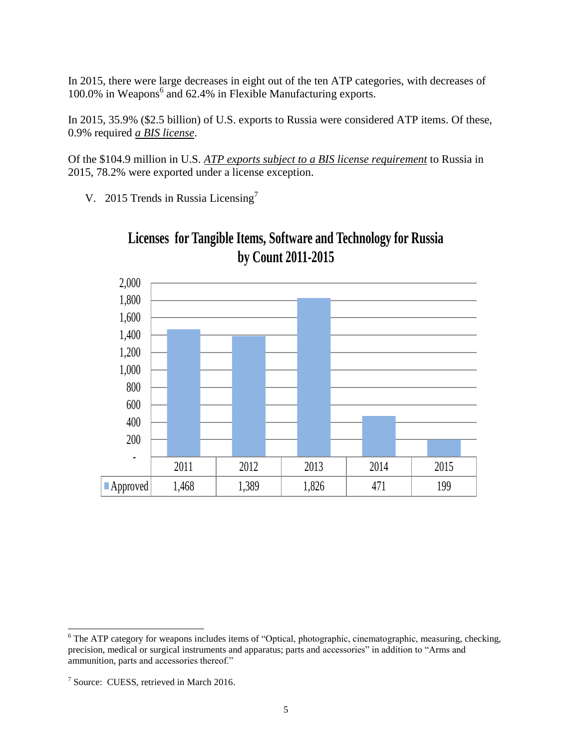In 2015, there were large decreases in eight out of the ten ATP categories, with decreases of 100.0% in Weapons[6] and 62.4% in Flexible Manufacturing exports.

In 2015, 35.9% ($2.5 billion) of U.S. exports to Russia were considered ATP items. Of these, 0.9% required *a BIS license*.

Of the $104.9 million in U.S. *ATP exports subject to a BIS license requirement* to Russia in 2015, 78.2% were exported under a license exception.

V. 2015 Trends in Russia Licensing[7]

**Licenses for Tangible Items, Software and Technology for Russia by Count 2011-2015**

| | 2011 | 2012 | 2013 | 2014 | 2015 |
|---|---|---|---|---|---|
| Approved | 1,468 | 1,389 | 1,826 | 471 | 199 |

[6] The ATP category for weapons includes items of "Optical, photographic, cinematographic, measuring, checking, precision, medical or surgical instruments and apparatus; parts and accessories" in addition to "Arms and ammunition, parts and accessories thereof."

[7] Source: CUESS, retrieved in March 2016.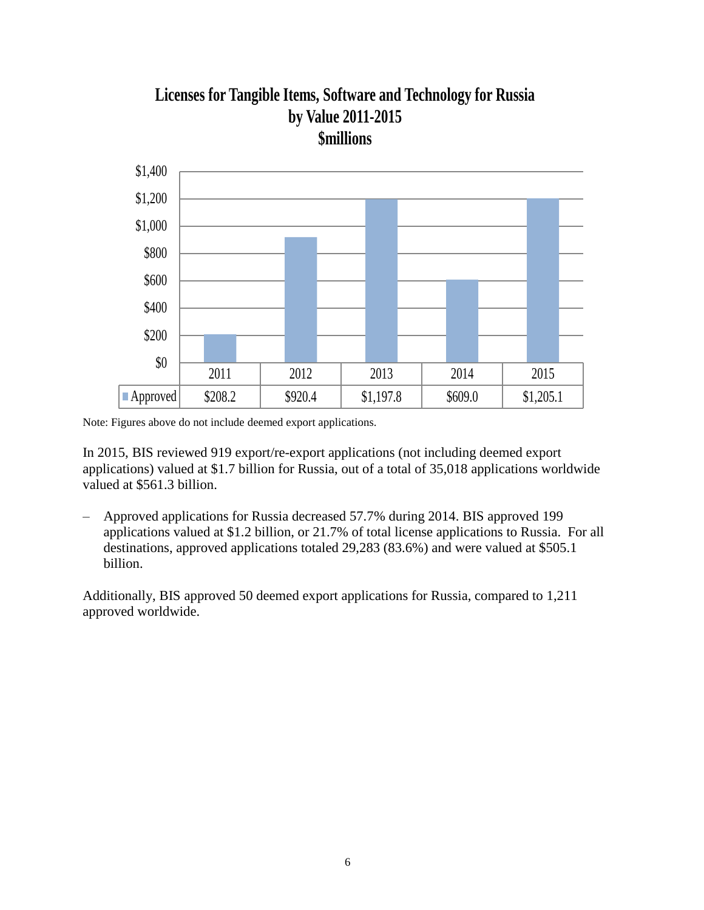**Licenses for Tangible Items, Software and Technology for Russia by Value 2011-2015 $millions**

$1,400
$1,200
$1,000
$800
$600
$400
$200
$0

2011 2012 2013 2014 2015

Approved $208.2 $920.4 $1,197.8 $609.0 $1,205.1

Note: Figures above do not include deemed export applications.

In 2015, BIS reviewed 919 export/re-export applications (not including deemed export applications) valued at $1.7 billion for Russia, out of a total of 35,018 applications worldwide valued at $561.3 billion.

– Approved applications for Russia decreased 57.7% during 2014. BIS approved 199 applications valued at $1.2 billion, or 21.7% of total license applications to Russia. For all destinations, approved applications totaled 29,283 (83.6%) and were valued at $505.1 billion.

Additionally, BIS approved 50 deemed export applications for Russia, compared to 1,211 approved worldwide.